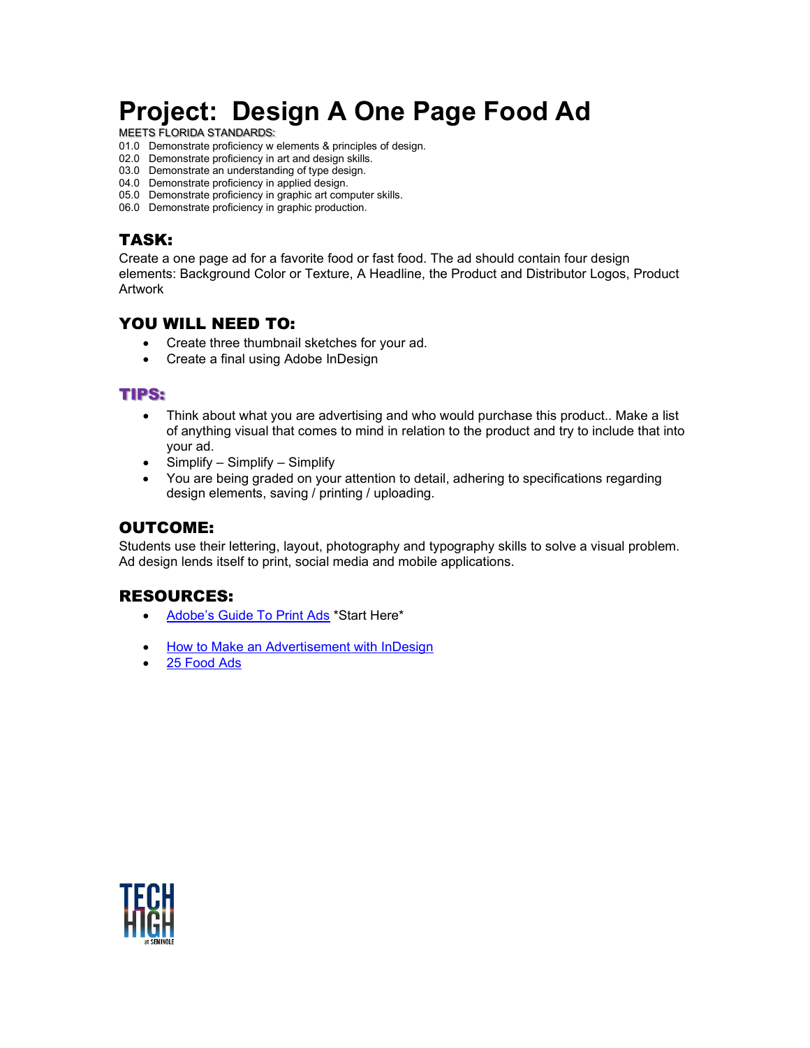# Project: Design A One Page Food Ad

MEETS FLORIDA STANDARDS:

01.0 Demonstrate proficiency w elements & principles of design.
02.0 Demonstrate proficiency in art and design skills.
03.0 Demonstrate an understanding of type design.
04.0 Demonstrate proficiency in applied design.
05.0 Demonstrate proficiency in graphic art computer skills.
06.0 Demonstrate proficiency in graphic production.

## TASK:

Create a one page ad for a favorite food or fast food. The ad should contain four design elements: Background Color or Texture, A Headline, the Product and Distributor Logos, Product Artwork

## YOU WILL NEED TO:

- Create three thumbnail sketches for your ad.
- Create a final using Adobe InDesign

## TIPS:

- Think about what you are advertising and who would purchase this product.. Make a list of anything visual that comes to mind in relation to the product and try to include that into your ad.
- Simplify – Simplify – Simplify
- You are being graded on your attention to detail, adhering to specifications regarding design elements, saving / printing / uploading.

## OUTCOME:

Students use their lettering, layout, photography and typography skills to solve a visual problem. Ad design lends itself to print, social media and mobile applications.

## RESOURCES:

- Adobe's Guide To Print Ads *Start Here*
- How to Make an Advertisement with InDesign
- 25 Food Ads

TECH HIGH at SEMINOLE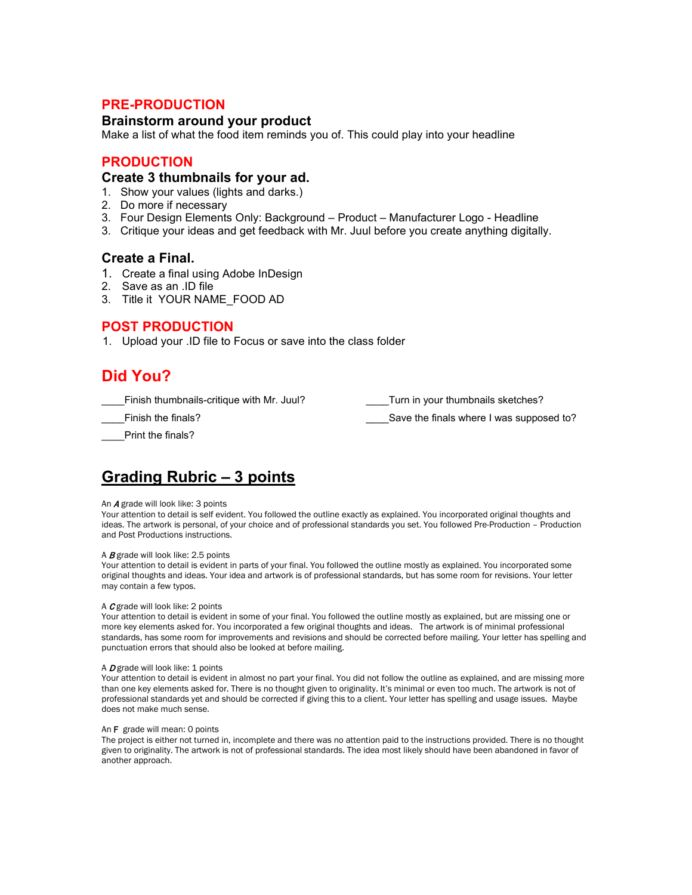## PRE-PRODUCTION

### Brainstorm around your product

Make a list of what the food item reminds you of. This could play into your headline

## PRODUCTION

### Create 3 thumbnails for your ad.

1. Show your values (lights and darks.)
2. Do more if necessary
3. Four Design Elements Only: Background – Product – Manufacturer Logo - Headline
3. Critique your ideas and get feedback with Mr. Juul before you create anything digitally.

### Create a Final.

1. Create a final using Adobe InDesign
2. Save as an .ID file
3. Title it YOUR NAME_FOOD AD

## POST PRODUCTION

1. Upload your .ID file to Focus or save into the class folder

## Did You?

____Finish thumbnails-critique with Mr. Juul?

____Finish the finals?

____Print the finals?

____Turn in your thumbnails sketches?

____Save the finals where I was supposed to?

## Grading Rubric – 3 points

An ***A*** grade will look like: 3 points
Your attention to detail is self evident. You followed the outline exactly as explained. You incorporated original thoughts and ideas. The artwork is personal, of your choice and of professional standards you set. You followed Pre-Production – Production and Post Productions instructions.

A ***B*** grade will look like: 2.5 points
Your attention to detail is evident in parts of your final. You followed the outline mostly as explained. You incorporated some original thoughts and ideas. Your idea and artwork is of professional standards, but has some room for revisions. Your letter may contain a few typos.

A ***C*** grade will look like: 2 points
Your attention to detail is evident in some of your final. You followed the outline mostly as explained, but are missing one or more key elements asked for. You incorporated a few original thoughts and ideas. The artwork is of minimal professional standards, has some room for improvements and revisions and should be corrected before mailing. Your letter has spelling and punctuation errors that should also be looked at before mailing.

A ***D*** grade will look like: 1 points
Your attention to detail is evident in almost no part your final. You did not follow the outline as explained, and are missing more than one key elements asked for. There is no thought given to originality. It's minimal or even too much. The artwork is not of professional standards yet and should be corrected if giving this to a client. Your letter has spelling and usage issues. Maybe does not make much sense.

An **F** grade will mean: 0 points
The project is either not turned in, incomplete and there was no attention paid to the instructions provided. There is no thought given to originality. The artwork is not of professional standards. The idea most likely should have been abandoned in favor of another approach.